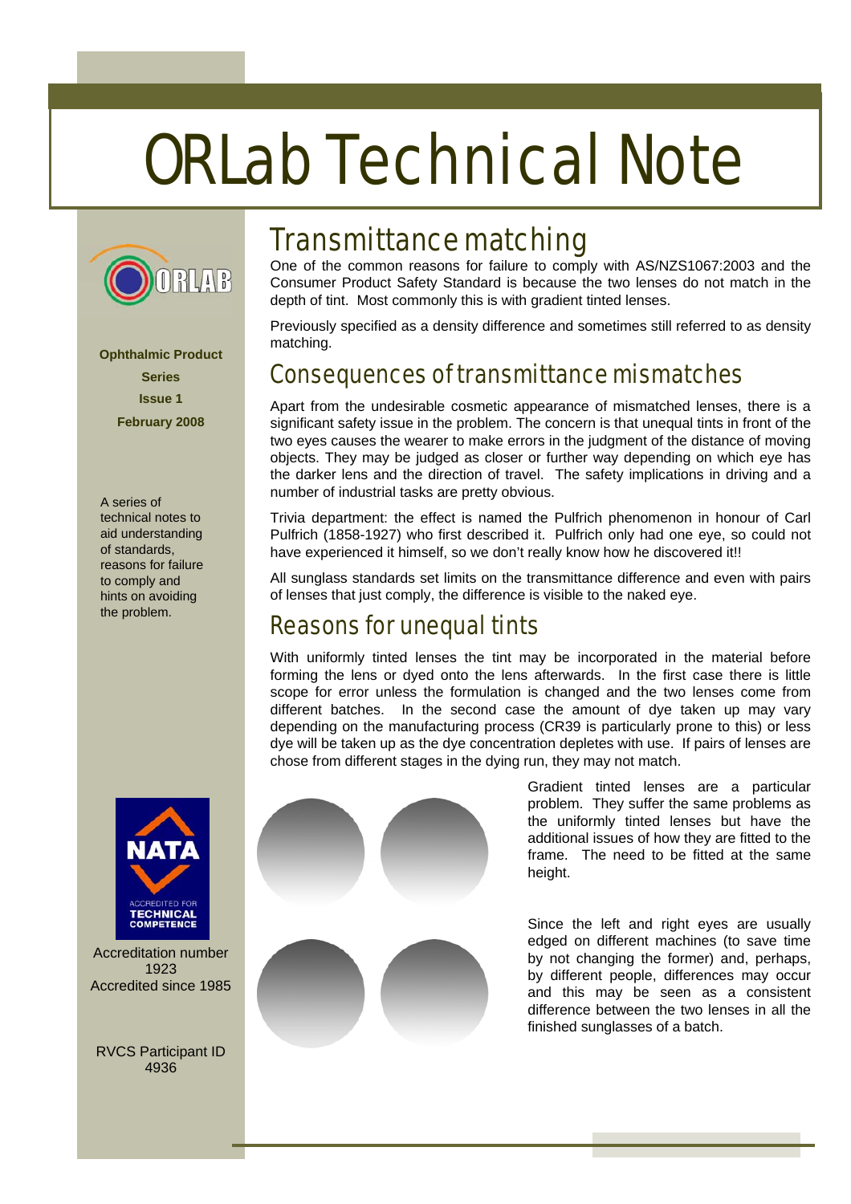# ORLab Technical Note

**Ophthalmic Product Series**

**Issue 1**

**February 2008**

A series of technical notes to aid understanding of standards, reasons for failure to comply and hints on avoiding the problem.

## Transmittance matching

One of the common reasons for failure to comply with AS/NZS1067:2003 and the Consumer Product Safety Standard is because the two lenses do not match in the depth of tint. Most commonly this is with gradient tinted lenses.

Previously specified as a density difference and sometimes still referred to as density matching.

## Consequences of transmittance mismatches

Apart from the undesirable cosmetic appearance of mismatched lenses, there is a significant safety issue in the problem. The concern is that unequal tints in front of the two eyes causes the wearer to make errors in the judgment of the distance of moving objects. They may be judged as closer or further way depending on which eye has the darker lens and the direction of travel. The safety implications in driving and a number of industrial tasks are pretty obvious.

Trivia department: the effect is named the Pulfrich phenomenon in honour of Carl Pulfrich (1858-1927) who first described it. Pulfrich only had one eye, so could not have experienced it himself, so we don't really know how he discovered it!!

All sunglass standards set limits on the transmittance difference and even with pairs of lenses that just comply, the difference is visible to the naked eye.

## Reasons for unequal tints

With uniformly tinted lenses the tint may be incorporated in the material before forming the lens or dyed onto the lens afterwards. In the first case there is little scope for error unless the formulation is changed and the two lenses come from different batches. In the second case the amount of dye taken up may vary depending on the manufacturing process (CR39 is particularly prone to this) or less dye will be taken up as the dye concentration depletes with use. If pairs of lenses are chose from different stages in the dying run, they may not match.

Gradient tinted lenses are a particular problem. They suffer the same problems as the uniformly tinted lenses but have the additional issues of how they are fitted to the frame. The need to be fitted at the same height.

Since the left and right eyes are usually edged on different machines (to save time by not changing the former) and, perhaps, by different people, differences may occur and this may be seen as a consistent difference between the two lenses in all the finished sunglasses of a batch.

Accreditation number 1923
Accredited since 1985

RVCS Participant ID 4936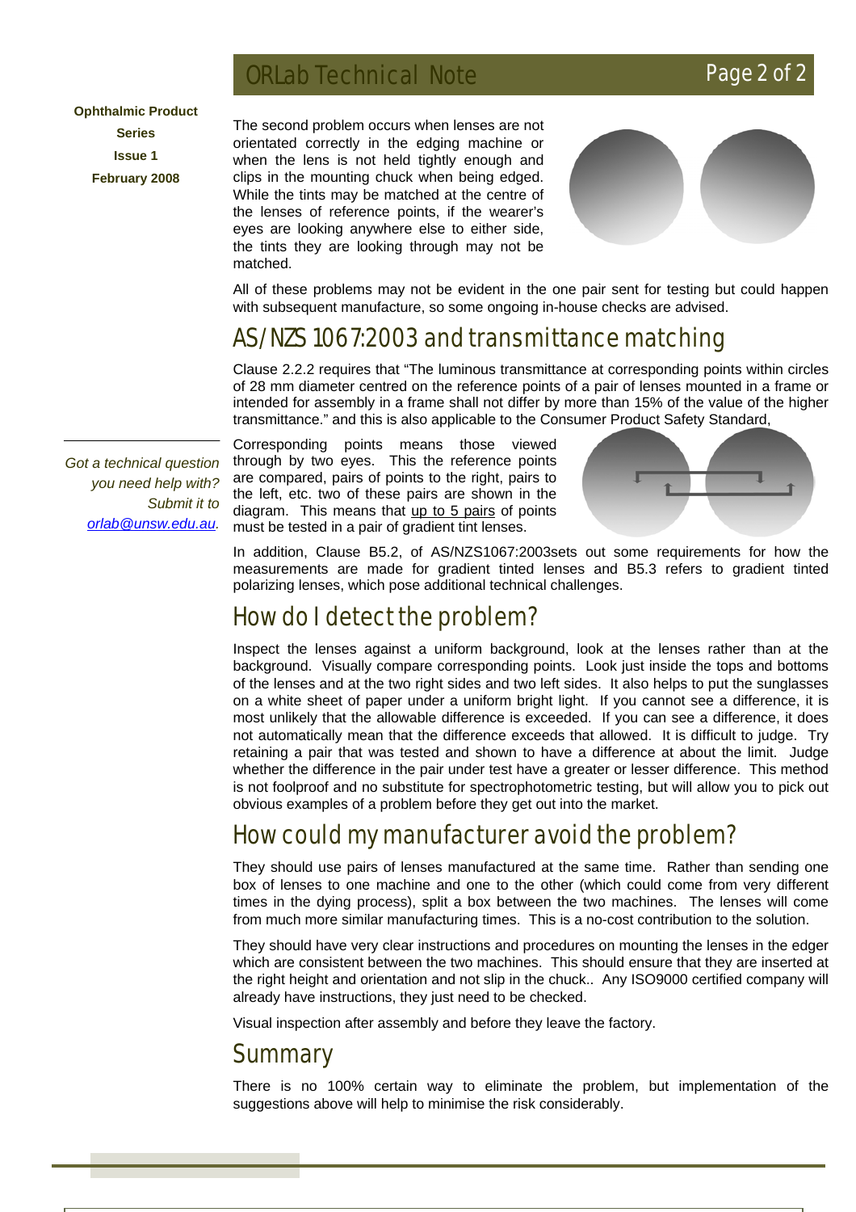**Ophthalmic Product Series**
**Issue 1**
**February 2008**

The second problem occurs when lenses are not orientated correctly in the edging machine or when the lens is not held tightly enough and clips in the mounting chuck when being edged. While the tints may be matched at the centre of the lenses of reference points, if the wearer's eyes are looking anywhere else to either side, the tints they are looking through may not be matched.

All of these problems may not be evident in the one pair sent for testing but could happen with subsequent manufacture, so some ongoing in-house checks are advised.

## AS/NZS 1067:2003 and transmittance matching

Clause 2.2.2 requires that "The luminous transmittance at corresponding points within circles of 28 mm diameter centred on the reference points of a pair of lenses mounted in a frame or intended for assembly in a frame shall not differ by more than 15% of the value of the higher transmittance." and this is also applicable to the Consumer Product Safety Standard,

*Got a technical question you need help with? Submit it to [orlab@unsw.edu.au](mailto:orlab@unsw.edu.au).*

Corresponding points means those viewed through by two eyes. This the reference points are compared, pairs of points to the right, pairs to the left, etc. two of these pairs are shown in the diagram. This means that <u>up to 5 pairs</u> of points must be tested in a pair of gradient tint lenses.

In addition, Clause B5.2, of AS/NZS1067:2003sets out some requirements for how the measurements are made for gradient tinted lenses and B5.3 refers to gradient tinted polarizing lenses, which pose additional technical challenges.

## How do I detect the problem?

Inspect the lenses against a uniform background, look at the lenses rather than at the background. Visually compare corresponding points. Look just inside the tops and bottoms of the lenses and at the two right sides and two left sides. It also helps to put the sunglasses on a white sheet of paper under a uniform bright light. If you cannot see a difference, it is most unlikely that the allowable difference is exceeded. If you can see a difference, it does not automatically mean that the difference exceeds that allowed. It is difficult to judge. Try retaining a pair that was tested and shown to have a difference at about the limit. Judge whether the difference in the pair under test have a greater or lesser difference. This method is not foolproof and no substitute for spectrophotometric testing, but will allow you to pick out obvious examples of a problem before they get out into the market.

## How could my manufacturer avoid the problem?

They should use pairs of lenses manufactured at the same time. Rather than sending one box of lenses to one machine and one to the other (which could come from very different times in the dying process), split a box between the two machines. The lenses will come from much more similar manufacturing times. This is a no-cost contribution to the solution.

They should have very clear instructions and procedures on mounting the lenses in the edger which are consistent between the two machines. This should ensure that they are inserted at the right height and orientation and not slip in the chuck.. Any ISO9000 certified company will already have instructions, they just need to be checked.

Visual inspection after assembly and before they leave the factory.

## Summary

There is no 100% certain way to eliminate the problem, but implementation of the suggestions above will help to minimise the risk considerably.